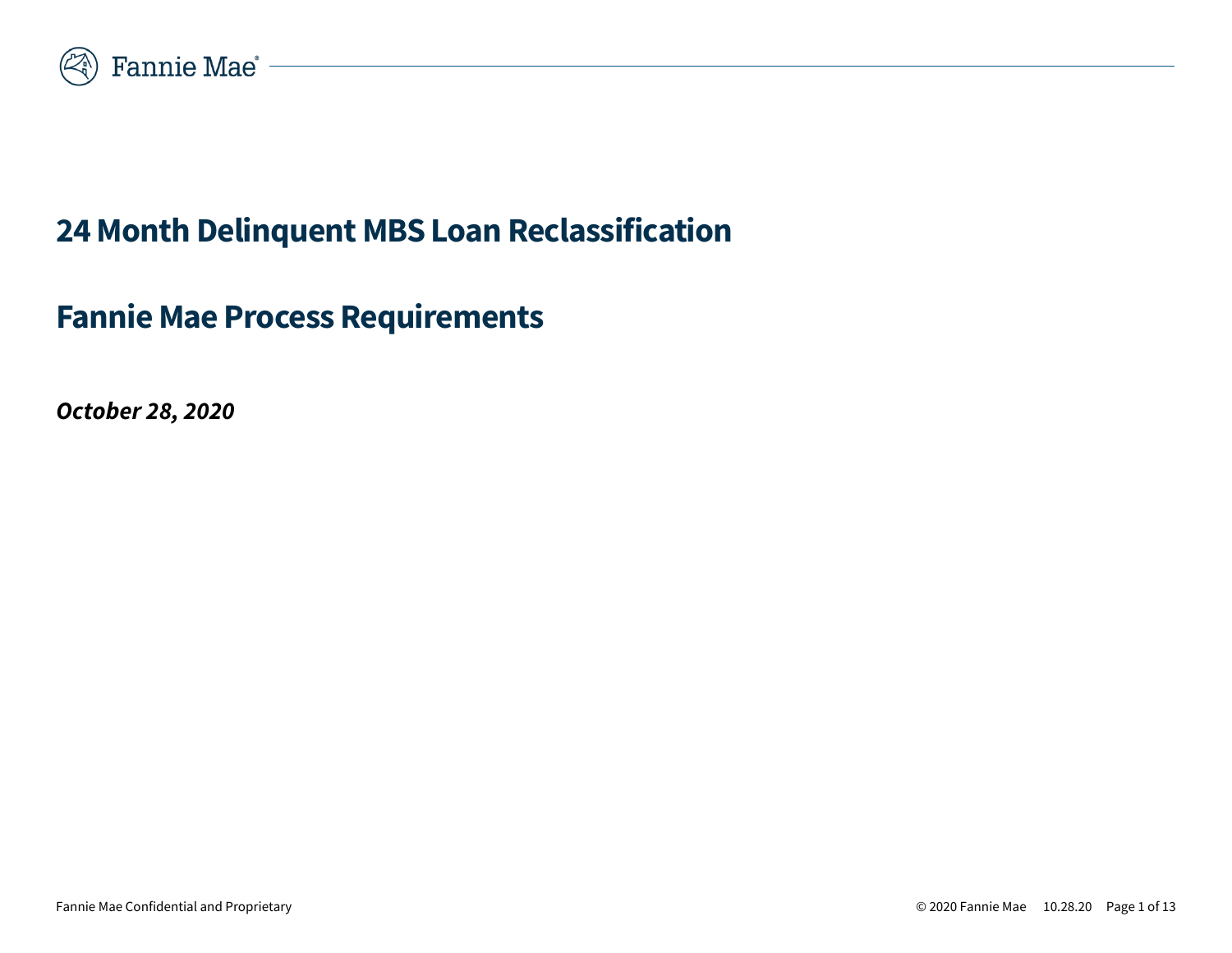# 24 Month Delinquent MBS Loan Reclassification

# Fannie Mae Process Requirements

***October 28, 2020***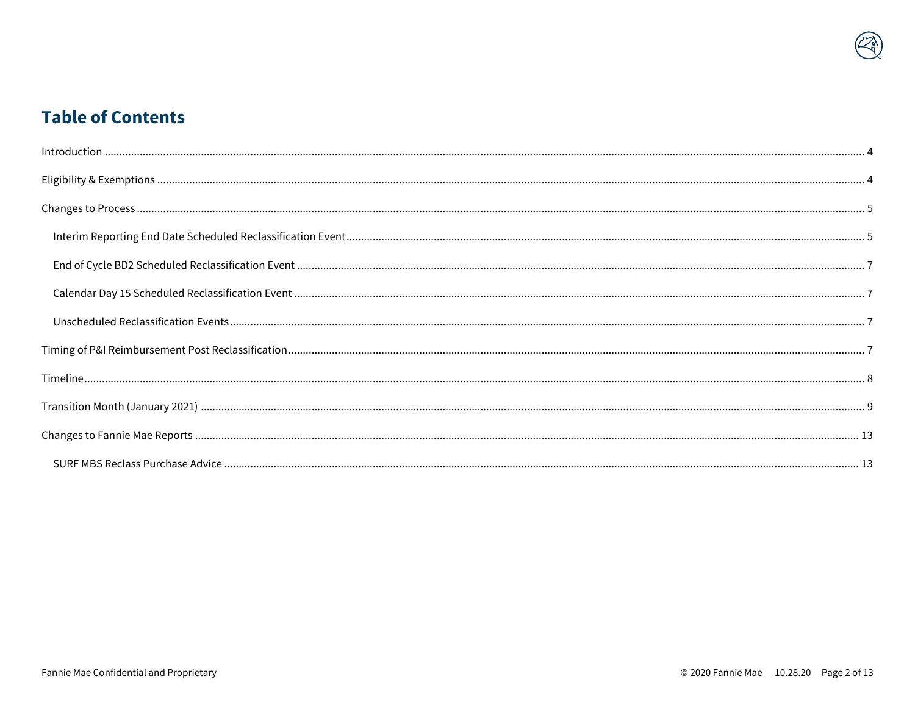# Table of Contents

Introduction ..... 4

Eligibility & Exemptions ..... 4

Changes to Process ..... 5

- Interim Reporting End Date Scheduled Reclassification Event ..... 5
- End of Cycle BD2 Scheduled Reclassification Event ..... 7
- Calendar Day 15 Scheduled Reclassification Event ..... 7
- Unscheduled Reclassification Events ..... 7

Timing of P&I Reimbursement Post Reclassification ..... 7

Timeline ..... 8

Transition Month (January 2021) ..... 9

Changes to Fannie Mae Reports ..... 13

- SURF MBS Reclass Purchase Advice ..... 13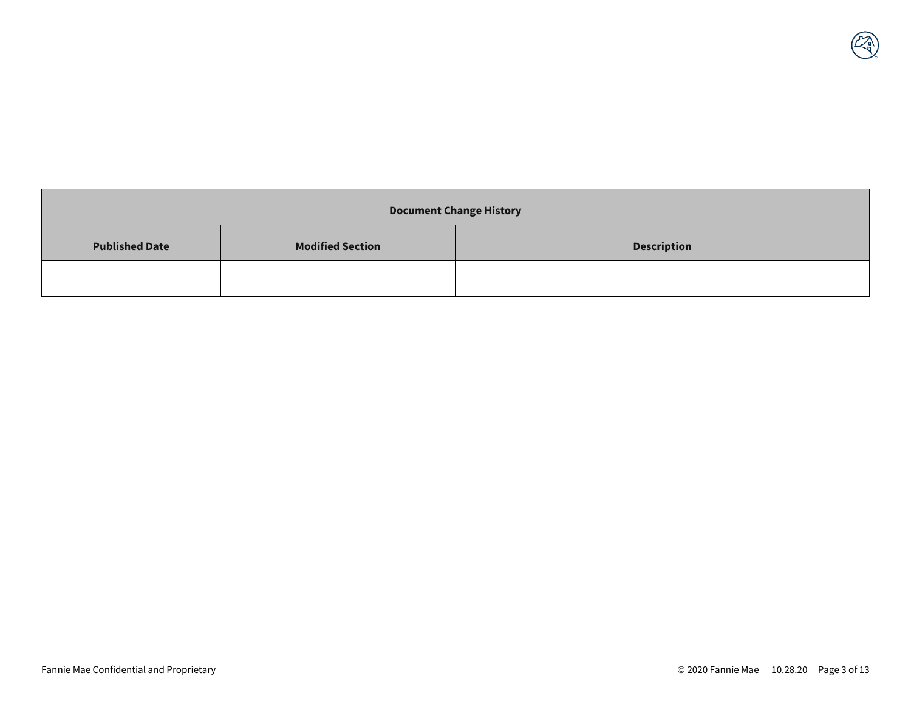| Document Change History | | |
|---|---|---|
| **Published Date** | **Modified Section** | **Description** |
| | | |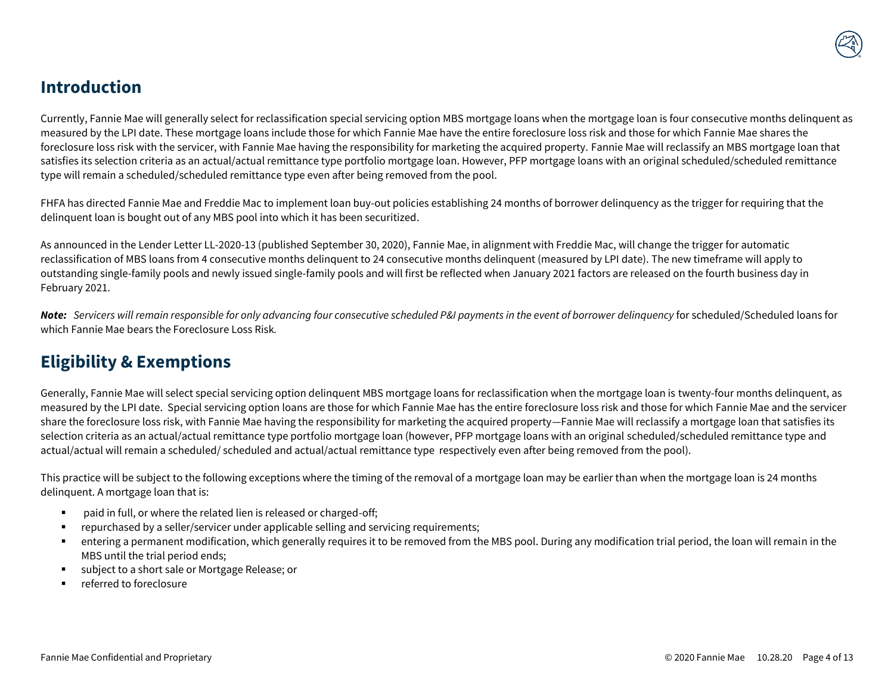## Introduction

Currently, Fannie Mae will generally select for reclassification special servicing option MBS mortgage loans when the mortgage loan is four consecutive months delinquent as measured by the LPI date. These mortgage loans include those for which Fannie Mae have the entire foreclosure loss risk and those for which Fannie Mae shares the foreclosure loss risk with the servicer, with Fannie Mae having the responsibility for marketing the acquired property. Fannie Mae will reclassify an MBS mortgage loan that satisfies its selection criteria as an actual/actual remittance type portfolio mortgage loan. However, PFP mortgage loans with an original scheduled/scheduled remittance type will remain a scheduled/scheduled remittance type even after being removed from the pool.

FHFA has directed Fannie Mae and Freddie Mac to implement loan buy-out policies establishing 24 months of borrower delinquency as the trigger for requiring that the delinquent loan is bought out of any MBS pool into which it has been securitized.

As announced in the Lender Letter LL-2020-13 (published September 30, 2020), Fannie Mae, in alignment with Freddie Mac, will change the trigger for automatic reclassification of MBS loans from 4 consecutive months delinquent to 24 consecutive months delinquent (measured by LPI date). The new timeframe will apply to outstanding single-family pools and newly issued single-family pools and will first be reflected when January 2021 factors are released on the fourth business day in February 2021.

***Note:*** *Servicers will remain responsible for only advancing four consecutive scheduled P&I payments in the event of borrower delinquency* for scheduled/Scheduled loans for which Fannie Mae bears the Foreclosure Loss Risk.

## Eligibility & Exemptions

Generally, Fannie Mae will select special servicing option delinquent MBS mortgage loans for reclassification when the mortgage loan is twenty-four months delinquent, as measured by the LPI date. Special servicing option loans are those for which Fannie Mae has the entire foreclosure loss risk and those for which Fannie Mae and the servicer share the foreclosure loss risk, with Fannie Mae having the responsibility for marketing the acquired property—Fannie Mae will reclassify a mortgage loan that satisfies its selection criteria as an actual/actual remittance type portfolio mortgage loan (however, PFP mortgage loans with an original scheduled/scheduled remittance type and actual/actual will remain a scheduled/ scheduled and actual/actual remittance type respectively even after being removed from the pool).

This practice will be subject to the following exceptions where the timing of the removal of a mortgage loan may be earlier than when the mortgage loan is 24 months delinquent. A mortgage loan that is:

- paid in full, or where the related lien is released or charged-off;
- repurchased by a seller/servicer under applicable selling and servicing requirements;
- entering a permanent modification, which generally requires it to be removed from the MBS pool. During any modification trial period, the loan will remain in the MBS until the trial period ends;
- subject to a short sale or Mortgage Release; or
- referred to foreclosure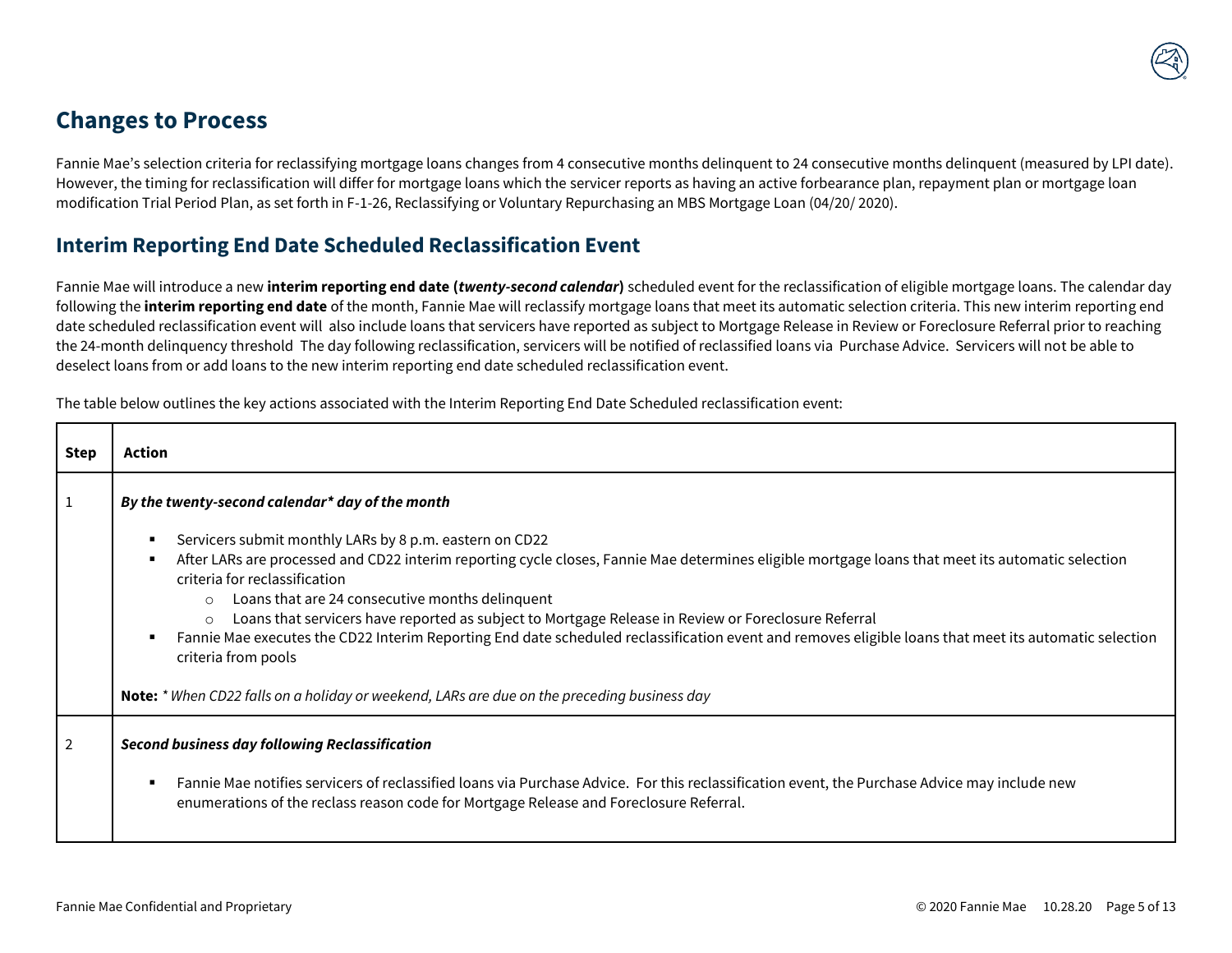## Changes to Process

Fannie Mae's selection criteria for reclassifying mortgage loans changes from 4 consecutive months delinquent to 24 consecutive months delinquent (measured by LPI date). However, the timing for reclassification will differ for mortgage loans which the servicer reports as having an active forbearance plan, repayment plan or mortgage loan modification Trial Period Plan, as set forth in F-1-26, Reclassifying or Voluntary Repurchasing an MBS Mortgage Loan (04/20/ 2020).

## Interim Reporting End Date Scheduled Reclassification Event

Fannie Mae will introduce a new **interim reporting end date (*twenty-second calendar*)** scheduled event for the reclassification of eligible mortgage loans. The calendar day following the **interim reporting end date** of the month, Fannie Mae will reclassify mortgage loans that meet its automatic selection criteria. This new interim reporting end date scheduled reclassification event will also include loans that servicers have reported as subject to Mortgage Release in Review or Foreclosure Referral prior to reaching the 24-month delinquency threshold The day following reclassification, servicers will be notified of reclassified loans via Purchase Advice. Servicers will not be able to deselect loans from or add loans to the new interim reporting end date scheduled reclassification event.

The table below outlines the key actions associated with the Interim Reporting End Date Scheduled reclassification event:

| Step | Action |
|---|---|
| 1 | ***By the twenty-second calendar\* day of the month***<br><br>▪ Servicers submit monthly LARs by 8 p.m. eastern on CD22<br>▪ After LARs are processed and CD22 interim reporting cycle closes, Fannie Mae determines eligible mortgage loans that meet its automatic selection criteria for reclassification<br>&nbsp;&nbsp;&nbsp;&nbsp;○ Loans that are 24 consecutive months delinquent<br>&nbsp;&nbsp;&nbsp;&nbsp;○ Loans that servicers have reported as subject to Mortgage Release in Review or Foreclosure Referral<br>▪ Fannie Mae executes the CD22 Interim Reporting End date scheduled reclassification event and removes eligible loans that meet its automatic selection criteria from pools<br><br>**Note:** *\* When CD22 falls on a holiday or weekend, LARs are due on the preceding business day* |
| 2 | ***Second business day following Reclassification***<br><br>▪ Fannie Mae notifies servicers of reclassified loans via Purchase Advice. For this reclassification event, the Purchase Advice may include new enumerations of the reclass reason code for Mortgage Release and Foreclosure Referral. |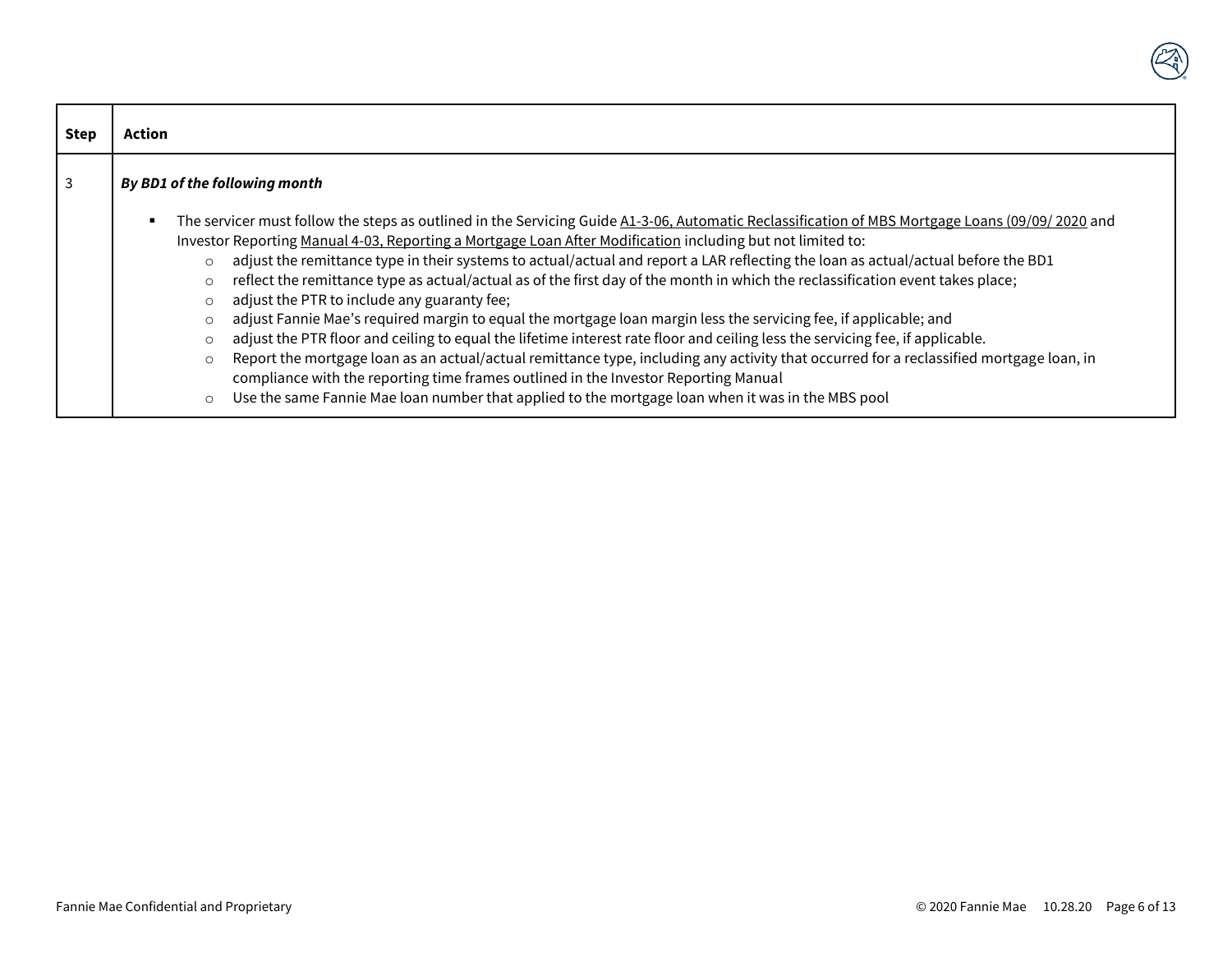| Step | Action |
|---|---|
| 3 | ***By BD1 of the following month***<br><br>▪ The servicer must follow the steps as outlined in the Servicing Guide A1-3-06, Automatic Reclassification of MBS Mortgage Loans (09/09/ 2020 and Investor Reporting Manual 4-03, Reporting a Mortgage Loan After Modification including but not limited to:<br>&nbsp;&nbsp;&nbsp;&nbsp;○ adjust the remittance type in their systems to actual/actual and report a LAR reflecting the loan as actual/actual before the BD1<br>&nbsp;&nbsp;&nbsp;&nbsp;○ reflect the remittance type as actual/actual as of the first day of the month in which the reclassification event takes place;<br>&nbsp;&nbsp;&nbsp;&nbsp;○ adjust the PTR to include any guaranty fee;<br>&nbsp;&nbsp;&nbsp;&nbsp;○ adjust Fannie Mae's required margin to equal the mortgage loan margin less the servicing fee, if applicable; and<br>&nbsp;&nbsp;&nbsp;&nbsp;○ adjust the PTR floor and ceiling to equal the lifetime interest rate floor and ceiling less the servicing fee, if applicable.<br>&nbsp;&nbsp;&nbsp;&nbsp;○ Report the mortgage loan as an actual/actual remittance type, including any activity that occurred for a reclassified mortgage loan, in compliance with the reporting time frames outlined in the Investor Reporting Manual<br>&nbsp;&nbsp;&nbsp;&nbsp;○ Use the same Fannie Mae loan number that applied to the mortgage loan when it was in the MBS pool |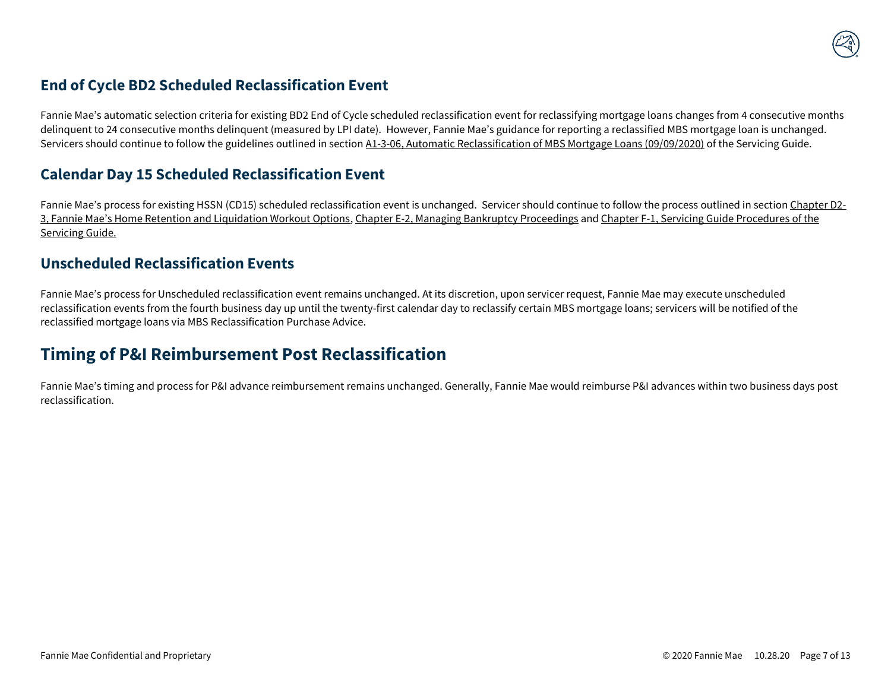### End of Cycle BD2 Scheduled Reclassification Event

Fannie Mae's automatic selection criteria for existing BD2 End of Cycle scheduled reclassification event for reclassifying mortgage loans changes from 4 consecutive months delinquent to 24 consecutive months delinquent (measured by LPI date). However, Fannie Mae's guidance for reporting a reclassified MBS mortgage loan is unchanged. Servicers should continue to follow the guidelines outlined in section A1-3-06, Automatic Reclassification of MBS Mortgage Loans (09/09/2020) of the Servicing Guide.

### Calendar Day 15 Scheduled Reclassification Event

Fannie Mae's process for existing HSSN (CD15) scheduled reclassification event is unchanged. Servicer should continue to follow the process outlined in section Chapter D2-3, Fannie Mae's Home Retention and Liquidation Workout Options, Chapter E-2, Managing Bankruptcy Proceedings and Chapter F-1, Servicing Guide Procedures of the Servicing Guide.

### Unscheduled Reclassification Events

Fannie Mae's process for Unscheduled reclassification event remains unchanged. At its discretion, upon servicer request, Fannie Mae may execute unscheduled reclassification events from the fourth business day up until the twenty-first calendar day to reclassify certain MBS mortgage loans; servicers will be notified of the reclassified mortgage loans via MBS Reclassification Purchase Advice.

## Timing of P&I Reimbursement Post Reclassification

Fannie Mae's timing and process for P&I advance reimbursement remains unchanged. Generally, Fannie Mae would reimburse P&I advances within two business days post reclassification.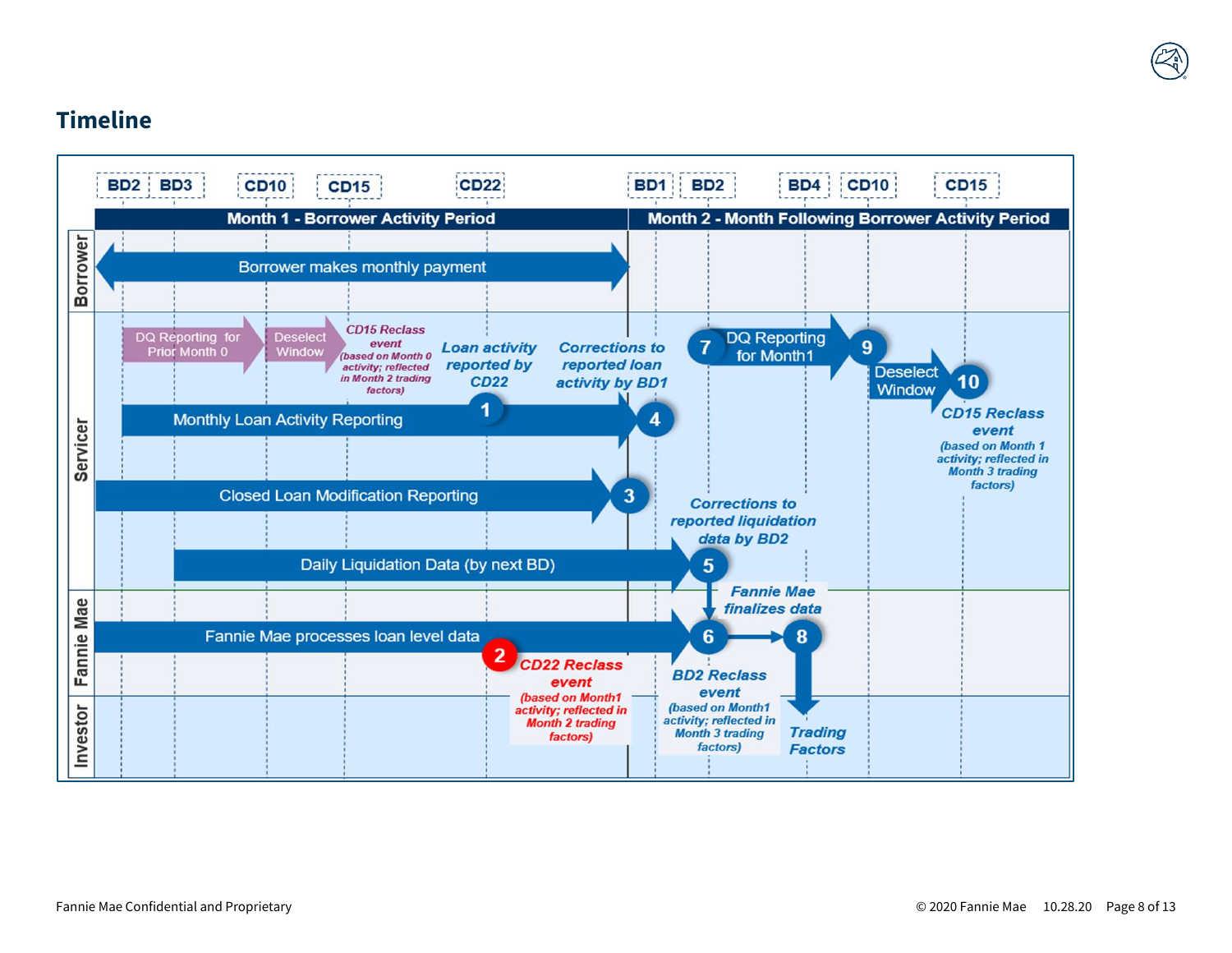## Timeline

BD2 | BD3 | CD10 | CD15 | CD22 | BD1 | BD2 | BD4 | CD10 | CD15

**Month 1 - Borrower Activity Period**

**Month 2 - Month Following Borrower Activity Period**

**Borrower**

- Borrower makes monthly payment

**Servicer**

- DQ Reporting for Prior Month 0
- Deselect Window
- *CD15 Reclass event (based on Month 0 activity; reflected in Month 2 trading factors)*
- *Loan activity reported by CD22*
- *Corrections to reported loan activity by BD1*
- Monthly Loan Activity Reporting — 1 — 4
- Closed Loan Modification Reporting — 3
- Daily Liquidation Data (by next BD) — 5
- *Corrections to reported liquidation data by BD2*
- 7 — DQ Reporting for Month1 — 9
- Deselect Window — 10
- *CD15 Reclass event (based on Month 1 activity; reflected in Month 3 trading factors)*

**Fannie Mae**

- Fannie Mae processes loan level data — 6 — 8
- 2 — *CD22 Reclass event (based on Month1 activity; reflected in Month 2 trading factors)*
- *Fannie Mae finalizes data*
- *BD2 Reclass event (based on Month1 activity; reflected in Month 3 trading factors)*

**Investor**

- *Trading Factors*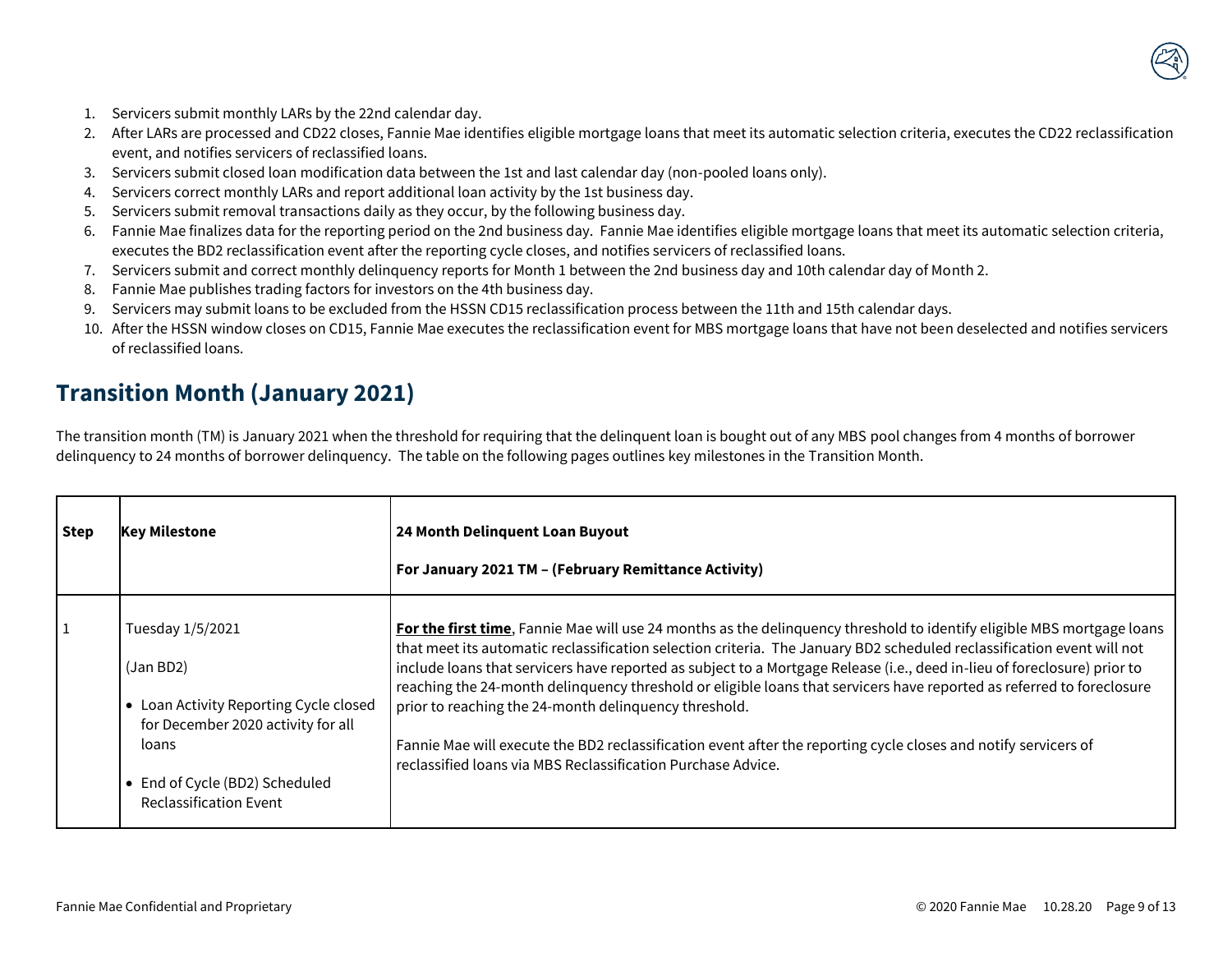1. Servicers submit monthly LARs by the 22nd calendar day.
2. After LARs are processed and CD22 closes, Fannie Mae identifies eligible mortgage loans that meet its automatic selection criteria, executes the CD22 reclassification event, and notifies servicers of reclassified loans.
3. Servicers submit closed loan modification data between the 1st and last calendar day (non-pooled loans only).
4. Servicers correct monthly LARs and report additional loan activity by the 1st business day.
5. Servicers submit removal transactions daily as they occur, by the following business day.
6. Fannie Mae finalizes data for the reporting period on the 2nd business day. Fannie Mae identifies eligible mortgage loans that meet its automatic selection criteria, executes the BD2 reclassification event after the reporting cycle closes, and notifies servicers of reclassified loans.
7. Servicers submit and correct monthly delinquency reports for Month 1 between the 2nd business day and 10th calendar day of Month 2.
8. Fannie Mae publishes trading factors for investors on the 4th business day.
9. Servicers may submit loans to be excluded from the HSSN CD15 reclassification process between the 11th and 15th calendar days.
10. After the HSSN window closes on CD15, Fannie Mae executes the reclassification event for MBS mortgage loans that have not been deselected and notifies servicers of reclassified loans.

## Transition Month (January 2021)

The transition month (TM) is January 2021 when the threshold for requiring that the delinquent loan is bought out of any MBS pool changes from 4 months of borrower delinquency to 24 months of borrower delinquency. The table on the following pages outlines key milestones in the Transition Month.

| Step | Key Milestone | 24 Month Delinquent Loan Buyout<br><br>For January 2021 TM – (February Remittance Activity) |
|---|---|---|
| 1 | Tuesday 1/5/2021<br><br>(Jan BD2)<br><br>• Loan Activity Reporting Cycle closed for December 2020 activity for all loans<br><br>• End of Cycle (BD2) Scheduled Reclassification Event | **For the first time**, Fannie Mae will use 24 months as the delinquency threshold to identify eligible MBS mortgage loans that meet its automatic reclassification selection criteria. The January BD2 scheduled reclassification event will not include loans that servicers have reported as subject to a Mortgage Release (i.e., deed in-lieu of foreclosure) prior to reaching the 24-month delinquency threshold or eligible loans that servicers have reported as referred to foreclosure prior to reaching the 24-month delinquency threshold.<br><br>Fannie Mae will execute the BD2 reclassification event after the reporting cycle closes and notify servicers of reclassified loans via MBS Reclassification Purchase Advice. |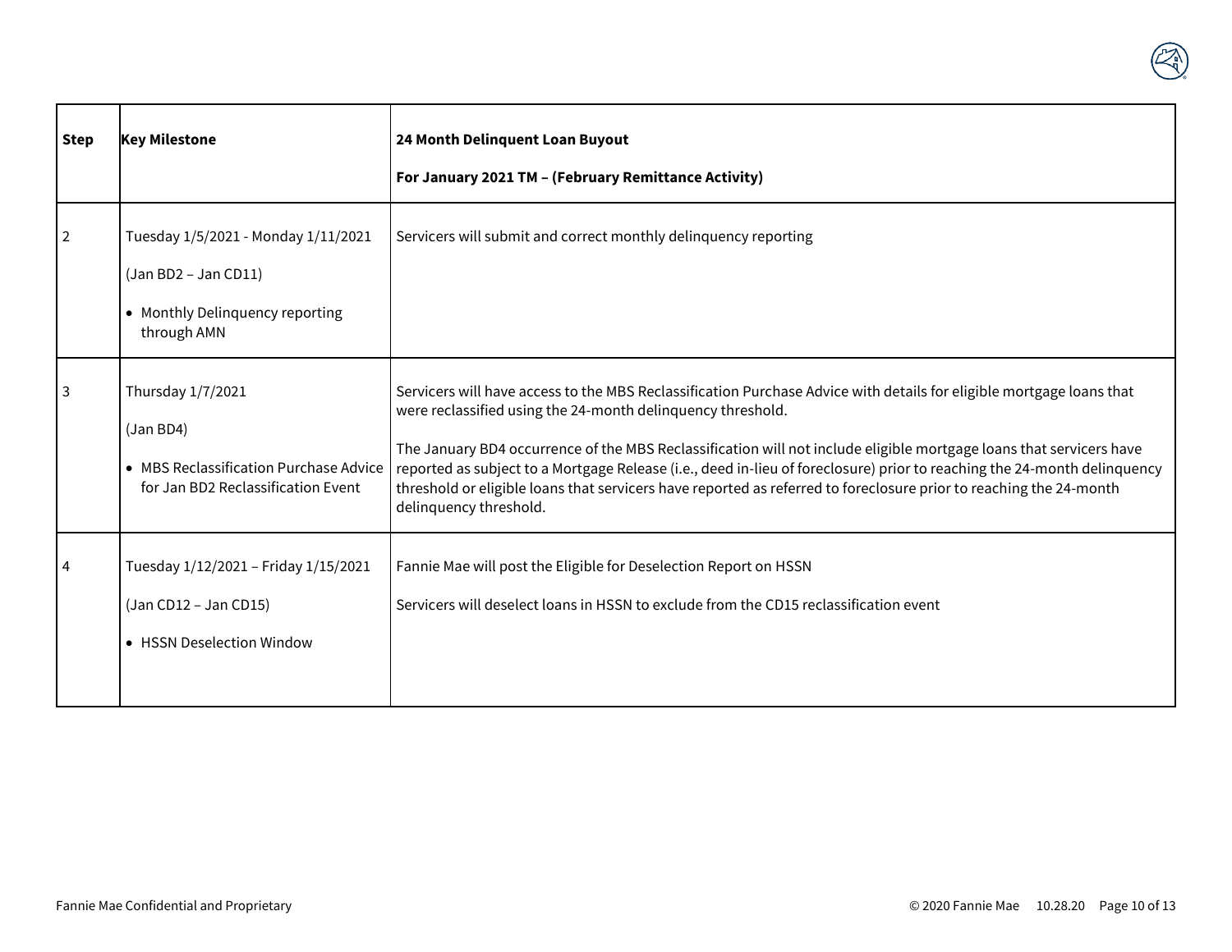| Step | Key Milestone | 24 Month Delinquent Loan Buyout<br><br>For January 2021 TM – (February Remittance Activity) |
|---|---|---|
| 2 | Tuesday 1/5/2021 - Monday 1/11/2021<br><br>(Jan BD2 – Jan CD11)<br><br>• Monthly Delinquency reporting through AMN | Servicers will submit and correct monthly delinquency reporting |
| 3 | Thursday 1/7/2021<br><br>(Jan BD4)<br><br>• MBS Reclassification Purchase Advice for Jan BD2 Reclassification Event | Servicers will have access to the MBS Reclassification Purchase Advice with details for eligible mortgage loans that were reclassified using the 24-month delinquency threshold.<br><br>The January BD4 occurrence of the MBS Reclassification will not include eligible mortgage loans that servicers have reported as subject to a Mortgage Release (i.e., deed in-lieu of foreclosure) prior to reaching the 24-month delinquency threshold or eligible loans that servicers have reported as referred to foreclosure prior to reaching the 24-month delinquency threshold. |
| 4 | Tuesday 1/12/2021 – Friday 1/15/2021<br><br>(Jan CD12 – Jan CD15)<br><br>• HSSN Deselection Window | Fannie Mae will post the Eligible for Deselection Report on HSSN<br><br>Servicers will deselect loans in HSSN to exclude from the CD15 reclassification event |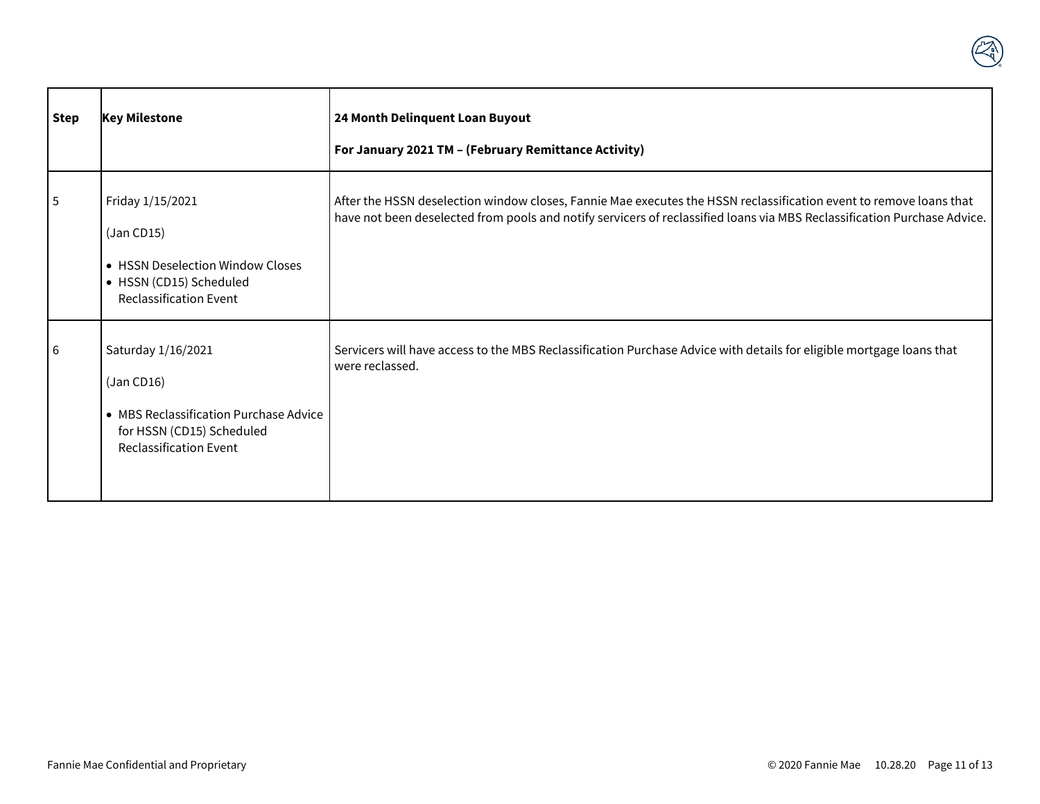| Step | Key Milestone | 24 Month Delinquent Loan Buyout<br><br>For January 2021 TM – (February Remittance Activity) |
|---|---|---|
| 5 | Friday 1/15/2021<br><br>(Jan CD15)<br><br>• HSSN Deselection Window Closes<br>• HSSN (CD15) Scheduled Reclassification Event | After the HSSN deselection window closes, Fannie Mae executes the HSSN reclassification event to remove loans that have not been deselected from pools and notify servicers of reclassified loans via MBS Reclassification Purchase Advice. |
| 6 | Saturday 1/16/2021<br><br>(Jan CD16)<br><br>• MBS Reclassification Purchase Advice for HSSN (CD15) Scheduled Reclassification Event | Servicers will have access to the MBS Reclassification Purchase Advice with details for eligible mortgage loans that were reclassed. |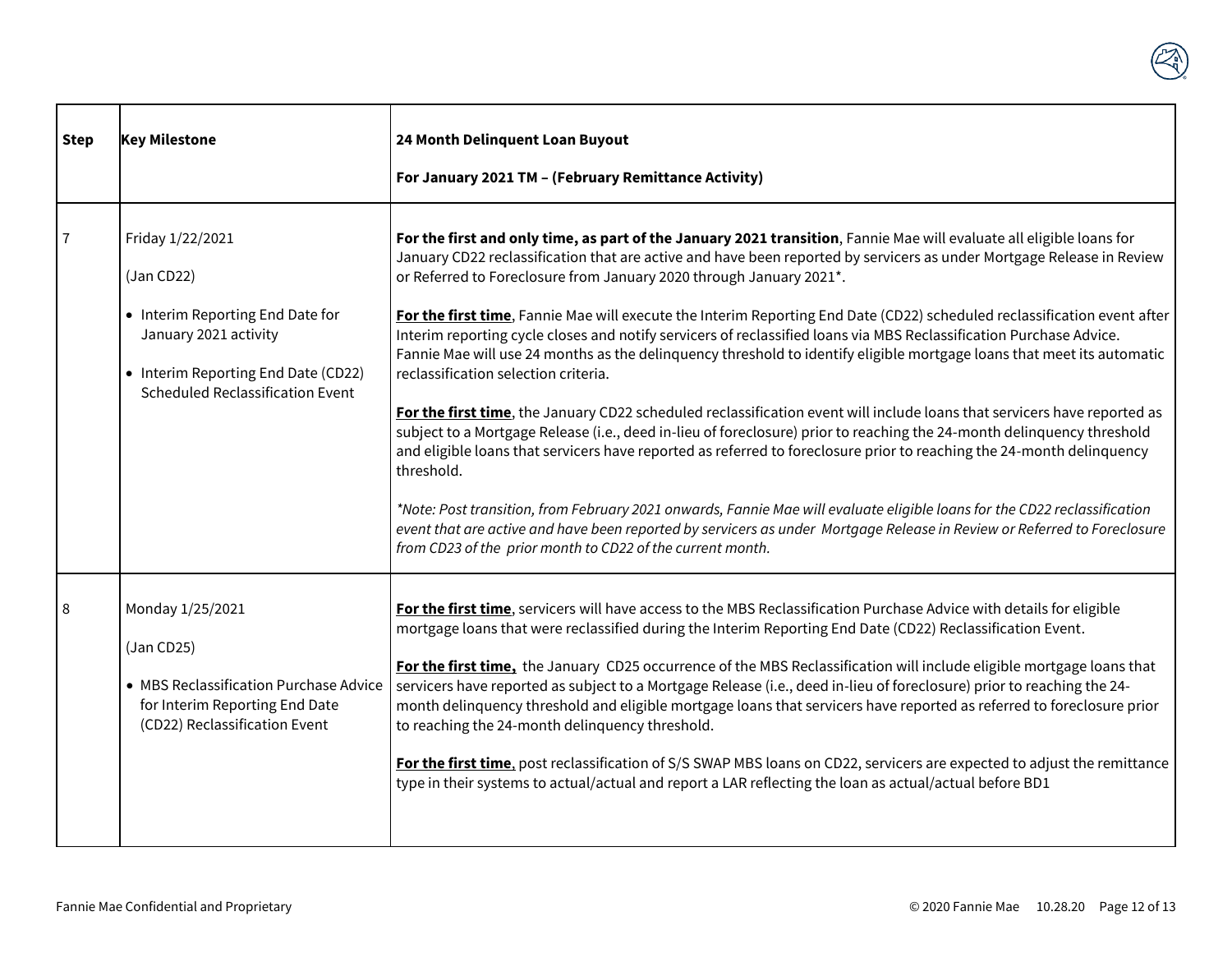| Step | Key Milestone | 24 Month Delinquent Loan Buyout<br><br>For January 2021 TM – (February Remittance Activity) |
|---|---|---|
| 7 | Friday 1/22/2021<br><br>(Jan CD22)<br><br>• Interim Reporting End Date for January 2021 activity<br><br>• Interim Reporting End Date (CD22) Scheduled Reclassification Event | **For the first and only time, as part of the January 2021 transition**, Fannie Mae will evaluate all eligible loans for January CD22 reclassification that are active and have been reported by servicers as under Mortgage Release in Review or Referred to Foreclosure from January 2020 through January 2021*.<br><br>**For the first time**, Fannie Mae will execute the Interim Reporting End Date (CD22) scheduled reclassification event after Interim reporting cycle closes and notify servicers of reclassified loans via MBS Reclassification Purchase Advice. Fannie Mae will use 24 months as the delinquency threshold to identify eligible mortgage loans that meet its automatic reclassification selection criteria.<br><br>**For the first time**, the January CD22 scheduled reclassification event will include loans that servicers have reported as subject to a Mortgage Release (i.e., deed in-lieu of foreclosure) prior to reaching the 24-month delinquency threshold and eligible loans that servicers have reported as referred to foreclosure prior to reaching the 24-month delinquency threshold.<br><br>*\*Note: Post transition, from February 2021 onwards, Fannie Mae will evaluate eligible loans for the CD22 reclassification event that are active and have been reported by servicers as under Mortgage Release in Review or Referred to Foreclosure from CD23 of the prior month to CD22 of the current month.* |
| 8 | Monday 1/25/2021<br><br>(Jan CD25)<br><br>• MBS Reclassification Purchase Advice for Interim Reporting End Date (CD22) Reclassification Event | **For the first time**, servicers will have access to the MBS Reclassification Purchase Advice with details for eligible mortgage loans that were reclassified during the Interim Reporting End Date (CD22) Reclassification Event.<br><br>**For the first time,** the January CD25 occurrence of the MBS Reclassification will include eligible mortgage loans that servicers have reported as subject to a Mortgage Release (i.e., deed in-lieu of foreclosure) prior to reaching the 24-month delinquency threshold and eligible mortgage loans that servicers have reported as referred to foreclosure prior to reaching the 24-month delinquency threshold.<br><br>**For the first time**, post reclassification of S/S SWAP MBS loans on CD22, servicers are expected to adjust the remittance type in their systems to actual/actual and report a LAR reflecting the loan as actual/actual before BD1 |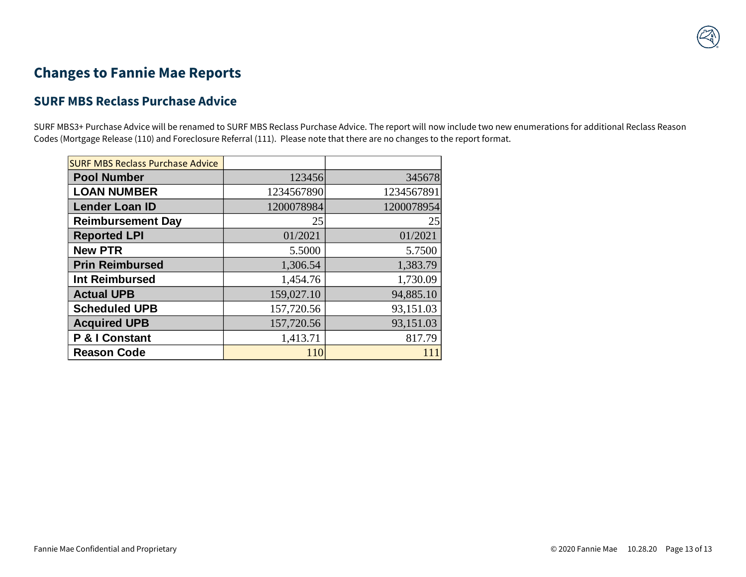## Changes to Fannie Mae Reports

### SURF MBS Reclass Purchase Advice

SURF MBS3+ Purchase Advice will be renamed to SURF MBS Reclass Purchase Advice. The report will now include two new enumerations for additional Reclass Reason Codes (Mortgage Release (110) and Foreclosure Referral (111). Please note that there are no changes to the report format.

| SURF MBS Reclass Purchase Advice | | |
|---|---|---|
| **Pool Number** | 123456 | 345678 |
| **LOAN NUMBER** | 1234567890 | 1234567891 |
| **Lender Loan ID** | 1200078984 | 1200078954 |
| **Reimbursement Day** | 25 | 25 |
| **Reported LPI** | 01/2021 | 01/2021 |
| **New PTR** | 5.5000 | 5.7500 |
| **Prin Reimbursed** | 1,306.54 | 1,383.79 |
| **Int Reimbursed** | 1,454.76 | 1,730.09 |
| **Actual UPB** | 159,027.10 | 94,885.10 |
| **Scheduled UPB** | 157,720.56 | 93,151.03 |
| **Acquired UPB** | 157,720.56 | 93,151.03 |
| **P & I Constant** | 1,413.71 | 817.79 |
| **Reason Code** | 110 | 111 |

Fannie Mae Confidential and Proprietary